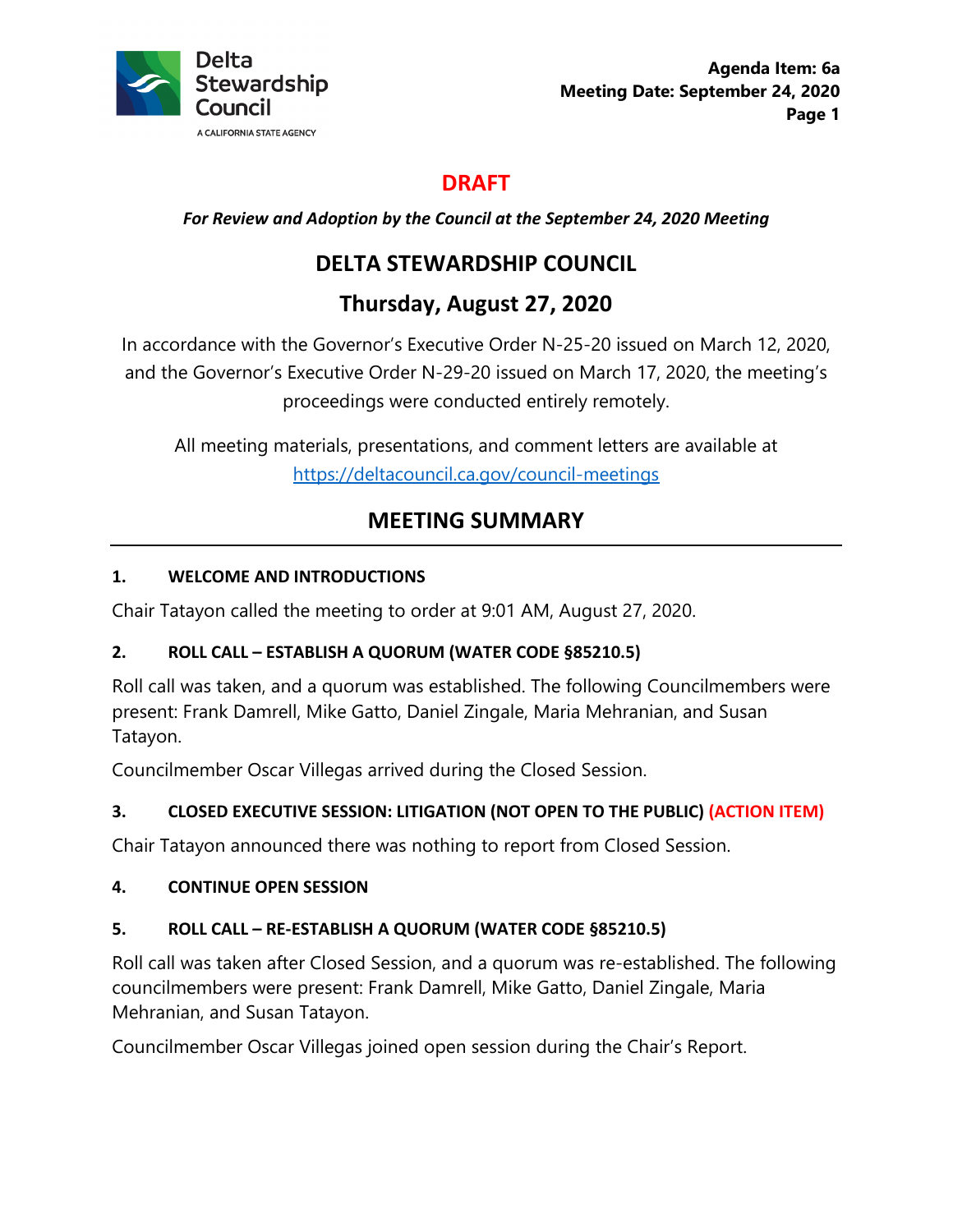Agenda Item: 6a
Meeting Date: September 24, 2020

**DRAFT**

***For Review and Adoption by the Council at the September 24, 2020 Meeting***

# DELTA STEWARDSHIP COUNCIL

## Thursday, August 27, 2020

In accordance with the Governor's Executive Order N-25-20 issued on March 12, 2020, and the Governor's Executive Order N-29-20 issued on March 17, 2020, the meeting's proceedings were conducted entirely remotely.

All meeting materials, presentations, and comment letters are available at https://deltacouncil.ca.gov/council-meetings

## MEETING SUMMARY

### 1. WELCOME AND INTRODUCTIONS

Chair Tatayon called the meeting to order at 9:01 AM, August 27, 2020.

### 2. ROLL CALL – ESTABLISH A QUORUM (WATER CODE §85210.5)

Roll call was taken, and a quorum was established. The following Councilmembers were present: Frank Damrell, Mike Gatto, Daniel Zingale, Maria Mehranian, and Susan Tatayon.

Councilmember Oscar Villegas arrived during the Closed Session.

### 3. CLOSED EXECUTIVE SESSION: LITIGATION (NOT OPEN TO THE PUBLIC) (ACTION ITEM)

Chair Tatayon announced there was nothing to report from Closed Session.

### 4. CONTINUE OPEN SESSION

### 5. ROLL CALL – RE-ESTABLISH A QUORUM (WATER CODE §85210.5)

Roll call was taken after Closed Session, and a quorum was re-established. The following councilmembers were present: Frank Damrell, Mike Gatto, Daniel Zingale, Maria Mehranian, and Susan Tatayon.

Councilmember Oscar Villegas joined open session during the Chair's Report.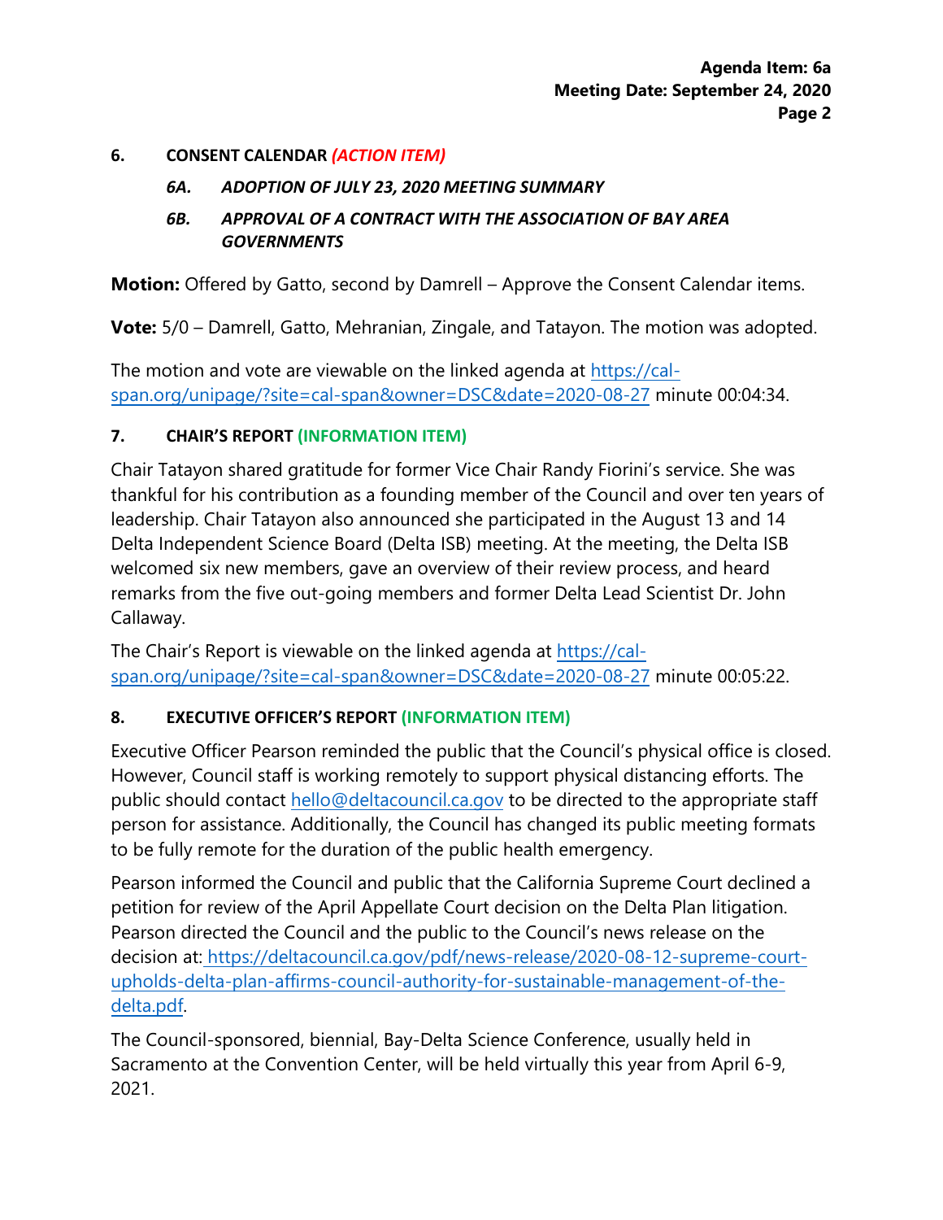## 6. CONSENT CALENDAR *(ACTION ITEM)*

### *6A. ADOPTION OF JULY 23, 2020 MEETING SUMMARY*

### *6B. APPROVAL OF A CONTRACT WITH THE ASSOCIATION OF BAY AREA GOVERNMENTS*

**Motion:** Offered by Gatto, second by Damrell – Approve the Consent Calendar items.

**Vote:** 5/0 – Damrell, Gatto, Mehranian, Zingale, and Tatayon. The motion was adopted.

The motion and vote are viewable on the linked agenda at https://cal-span.org/unipage/?site=cal-span&owner=DSC&date=2020-08-27 minute 00:04:34.

## 7. CHAIR'S REPORT (INFORMATION ITEM)

Chair Tatayon shared gratitude for former Vice Chair Randy Fiorini's service. She was thankful for his contribution as a founding member of the Council and over ten years of leadership. Chair Tatayon also announced she participated in the August 13 and 14 Delta Independent Science Board (Delta ISB) meeting. At the meeting, the Delta ISB welcomed six new members, gave an overview of their review process, and heard remarks from the five out-going members and former Delta Lead Scientist Dr. John Callaway.

The Chair's Report is viewable on the linked agenda at https://cal-span.org/unipage/?site=cal-span&owner=DSC&date=2020-08-27 minute 00:05:22.

## 8. EXECUTIVE OFFICER'S REPORT (INFORMATION ITEM)

Executive Officer Pearson reminded the public that the Council's physical office is closed. However, Council staff is working remotely to support physical distancing efforts. The public should contact hello@deltacouncil.ca.gov to be directed to the appropriate staff person for assistance. Additionally, the Council has changed its public meeting formats to be fully remote for the duration of the public health emergency.

Pearson informed the Council and public that the California Supreme Court declined a petition for review of the April Appellate Court decision on the Delta Plan litigation. Pearson directed the Council and the public to the Council's news release on the decision at: https://deltacouncil.ca.gov/pdf/news-release/2020-08-12-supreme-court-upholds-delta-plan-affirms-council-authority-for-sustainable-management-of-the-delta.pdf.

The Council-sponsored, biennial, Bay-Delta Science Conference, usually held in Sacramento at the Convention Center, will be held virtually this year from April 6-9, 2021.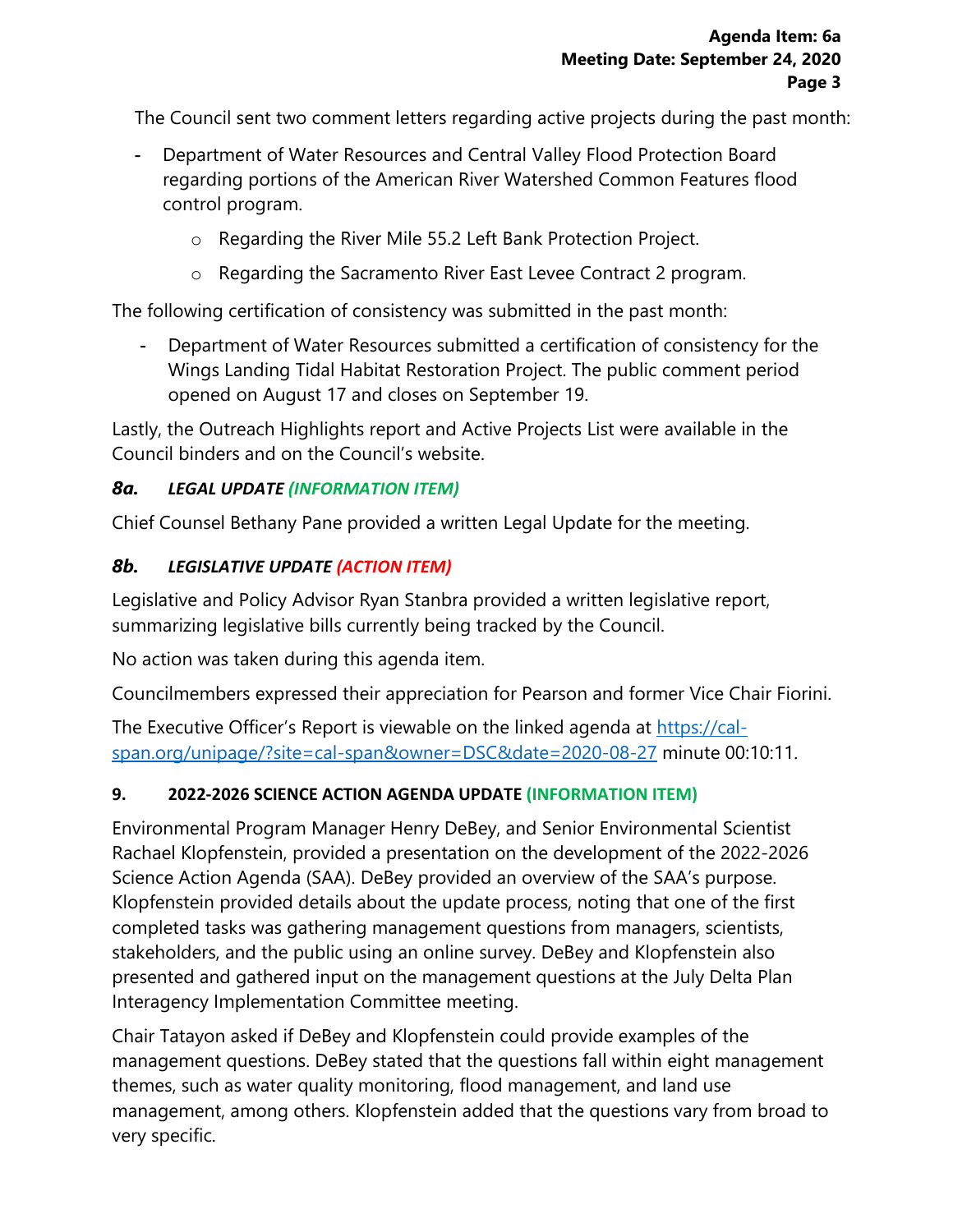The Council sent two comment letters regarding active projects during the past month:

- Department of Water Resources and Central Valley Flood Protection Board regarding portions of the American River Watershed Common Features flood control program.
  - Regarding the River Mile 55.2 Left Bank Protection Project.
  - Regarding the Sacramento River East Levee Contract 2 program.

The following certification of consistency was submitted in the past month:

- Department of Water Resources submitted a certification of consistency for the Wings Landing Tidal Habitat Restoration Project. The public comment period opened on August 17 and closes on September 19.

Lastly, the Outreach Highlights report and Active Projects List were available in the Council binders and on the Council's website.

### *8a. LEGAL UPDATE (INFORMATION ITEM)*

Chief Counsel Bethany Pane provided a written Legal Update for the meeting.

### *8b. LEGISLATIVE UPDATE (ACTION ITEM)*

Legislative and Policy Advisor Ryan Stanbra provided a written legislative report, summarizing legislative bills currently being tracked by the Council.

No action was taken during this agenda item.

Councilmembers expressed their appreciation for Pearson and former Vice Chair Fiorini.

The Executive Officer's Report is viewable on the linked agenda at [https://cal-span.org/unipage/?site=cal-span&owner=DSC&date=2020-08-27](https://cal-span.org/unipage/?site=cal-span&owner=DSC&date=2020-08-27) minute 00:10:11.

### **9. 2022-2026 SCIENCE ACTION AGENDA UPDATE (INFORMATION ITEM)**

Environmental Program Manager Henry DeBey, and Senior Environmental Scientist Rachael Klopfenstein, provided a presentation on the development of the 2022-2026 Science Action Agenda (SAA). DeBey provided an overview of the SAA's purpose. Klopfenstein provided details about the update process, noting that one of the first completed tasks was gathering management questions from managers, scientists, stakeholders, and the public using an online survey. DeBey and Klopfenstein also presented and gathered input on the management questions at the July Delta Plan Interagency Implementation Committee meeting.

Chair Tatayon asked if DeBey and Klopfenstein could provide examples of the management questions. DeBey stated that the questions fall within eight management themes, such as water quality monitoring, flood management, and land use management, among others. Klopfenstein added that the questions vary from broad to very specific.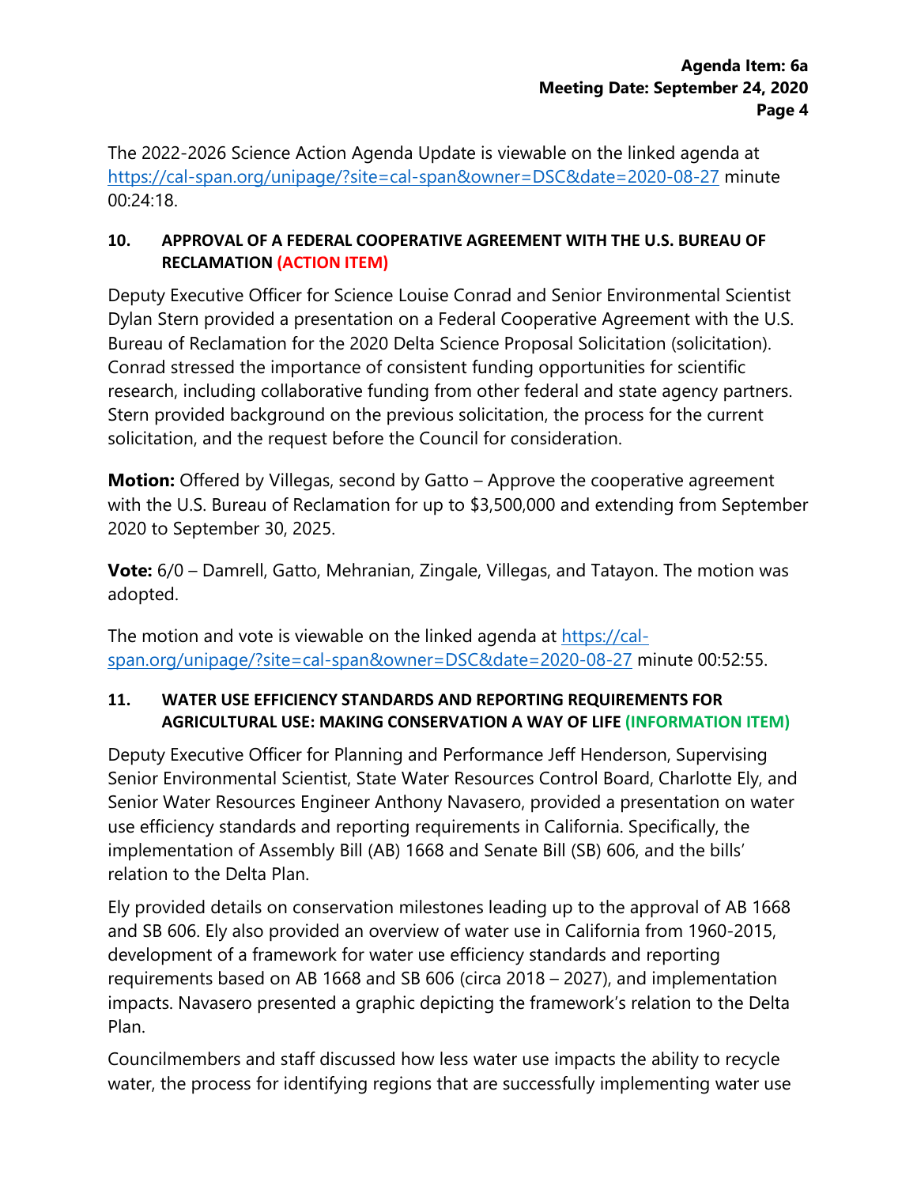The 2022-2026 Science Action Agenda Update is viewable on the linked agenda at https://cal-span.org/unipage/?site=cal-span&owner=DSC&date=2020-08-27 minute 00:24:18.

### 10. APPROVAL OF A FEDERAL COOPERATIVE AGREEMENT WITH THE U.S. BUREAU OF RECLAMATION (ACTION ITEM)

Deputy Executive Officer for Science Louise Conrad and Senior Environmental Scientist Dylan Stern provided a presentation on a Federal Cooperative Agreement with the U.S. Bureau of Reclamation for the 2020 Delta Science Proposal Solicitation (solicitation). Conrad stressed the importance of consistent funding opportunities for scientific research, including collaborative funding from other federal and state agency partners. Stern provided background on the previous solicitation, the process for the current solicitation, and the request before the Council for consideration.

**Motion:** Offered by Villegas, second by Gatto – Approve the cooperative agreement with the U.S. Bureau of Reclamation for up to $3,500,000 and extending from September 2020 to September 30, 2025.

**Vote:** 6/0 – Damrell, Gatto, Mehranian, Zingale, Villegas, and Tatayon. The motion was adopted.

The motion and vote is viewable on the linked agenda at https://cal-span.org/unipage/?site=cal-span&owner=DSC&date=2020-08-27 minute 00:52:55.

### 11. WATER USE EFFICIENCY STANDARDS AND REPORTING REQUIREMENTS FOR AGRICULTURAL USE: MAKING CONSERVATION A WAY OF LIFE (INFORMATION ITEM)

Deputy Executive Officer for Planning and Performance Jeff Henderson, Supervising Senior Environmental Scientist, State Water Resources Control Board, Charlotte Ely, and Senior Water Resources Engineer Anthony Navasero, provided a presentation on water use efficiency standards and reporting requirements in California. Specifically, the implementation of Assembly Bill (AB) 1668 and Senate Bill (SB) 606, and the bills' relation to the Delta Plan.

Ely provided details on conservation milestones leading up to the approval of AB 1668 and SB 606. Ely also provided an overview of water use in California from 1960-2015, development of a framework for water use efficiency standards and reporting requirements based on AB 1668 and SB 606 (circa 2018 – 2027), and implementation impacts. Navasero presented a graphic depicting the framework's relation to the Delta Plan.

Councilmembers and staff discussed how less water use impacts the ability to recycle water, the process for identifying regions that are successfully implementing water use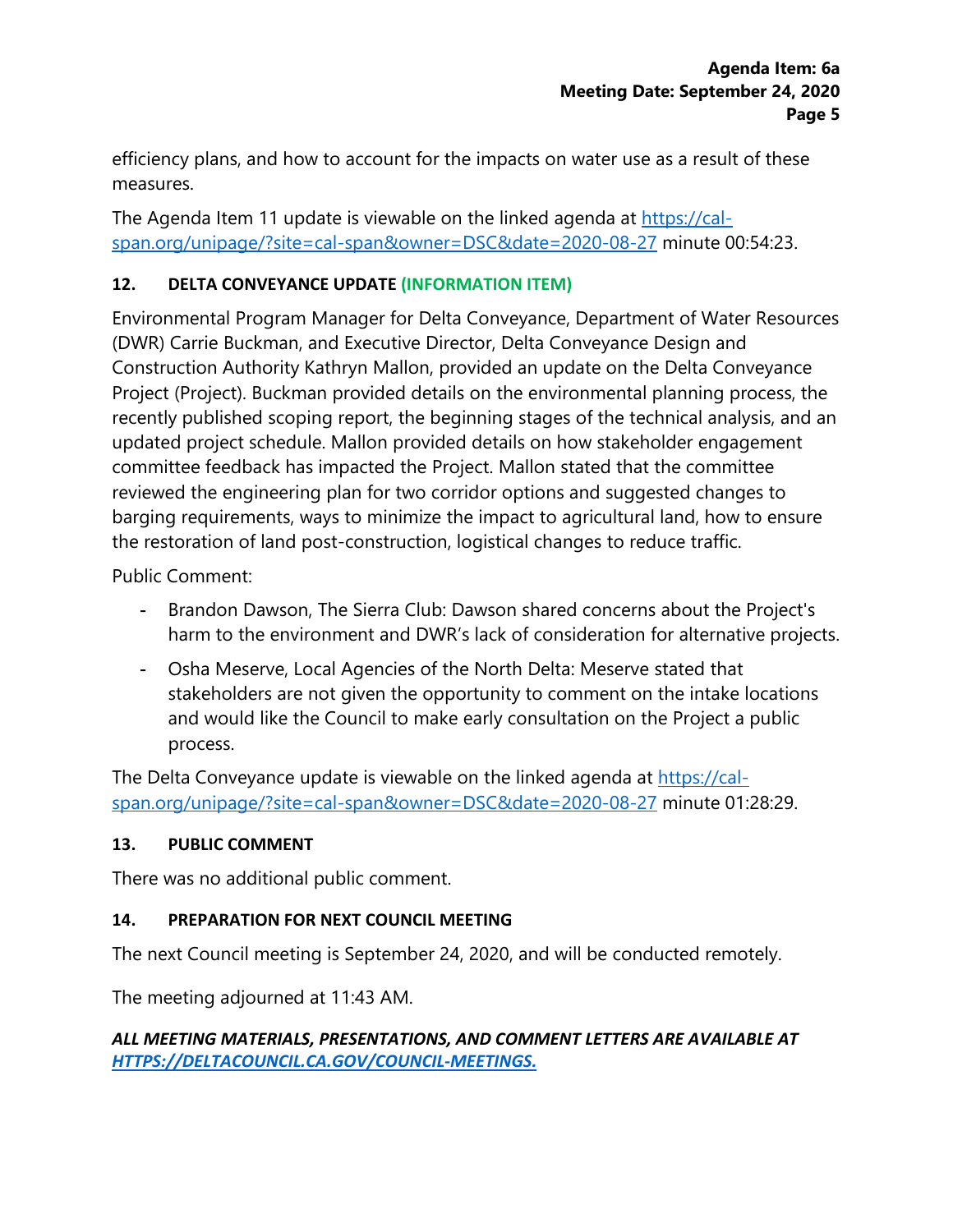efficiency plans, and how to account for the impacts on water use as a result of these measures.

The Agenda Item 11 update is viewable on the linked agenda at [https://cal-span.org/unipage/?site=cal-span&owner=DSC&date=2020-08-27](https://cal-span.org/unipage/?site=cal-span&owner=DSC&date=2020-08-27) minute 00:54:23.

### 12. DELTA CONVEYANCE UPDATE (INFORMATION ITEM)

Environmental Program Manager for Delta Conveyance, Department of Water Resources (DWR) Carrie Buckman, and Executive Director, Delta Conveyance Design and Construction Authority Kathryn Mallon, provided an update on the Delta Conveyance Project (Project). Buckman provided details on the environmental planning process, the recently published scoping report, the beginning stages of the technical analysis, and an updated project schedule. Mallon provided details on how stakeholder engagement committee feedback has impacted the Project. Mallon stated that the committee reviewed the engineering plan for two corridor options and suggested changes to barging requirements, ways to minimize the impact to agricultural land, how to ensure the restoration of land post-construction, logistical changes to reduce traffic.

Public Comment:

- Brandon Dawson, The Sierra Club: Dawson shared concerns about the Project's harm to the environment and DWR's lack of consideration for alternative projects.
- Osha Meserve, Local Agencies of the North Delta: Meserve stated that stakeholders are not given the opportunity to comment on the intake locations and would like the Council to make early consultation on the Project a public process.

The Delta Conveyance update is viewable on the linked agenda at [https://cal-span.org/unipage/?site=cal-span&owner=DSC&date=2020-08-27](https://cal-span.org/unipage/?site=cal-span&owner=DSC&date=2020-08-27) minute 01:28:29.

### 13. PUBLIC COMMENT

There was no additional public comment.

### 14. PREPARATION FOR NEXT COUNCIL MEETING

The next Council meeting is September 24, 2020, and will be conducted remotely.

The meeting adjourned at 11:43 AM.

***ALL MEETING MATERIALS, PRESENTATIONS, AND COMMENT LETTERS ARE AVAILABLE AT [HTTPS://DELTACOUNCIL.CA.GOV/COUNCIL-MEETINGS.](https://deltacouncil.ca.gov/council-meetings)***